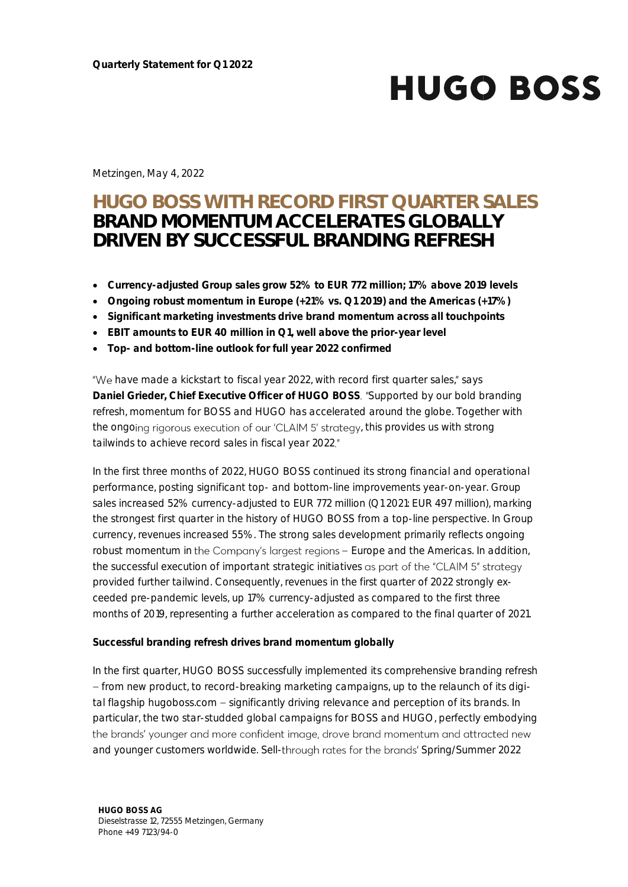**Quarterly Statement for Q1 2022**

**HUGO BOSS**

Metzingen, May 4, 2022

# HUGO BOSS WITH RECORD FIRST QUARTER SALES
# BRAND MOMENTUM ACCELERATES GLOBALLY DRIVEN BY SUCCESSFUL BRANDING REFRESH

- **Currency-adjusted Group sales grow 52% to EUR 772 million; 17% above 2019 levels**
- **Ongoing robust momentum in Europe (+21% vs. Q1 2019) and the Americas (+17%)**
- **Significant marketing investments drive brand momentum across all touchpoints**
- **EBIT amounts to EUR 40 million in Q1, well above the prior-year level**
- **Top- and bottom-line outlook for full year 2022 confirmed**

"We have made a kickstart to fiscal year 2022, with record first quarter sales," says **Daniel Grieder, Chief Executive Officer of HUGO BOSS**. "Supported by our bold branding refresh, momentum for BOSS and HUGO has accelerated around the globe. Together with the ongoing rigorous execution of our 'CLAIM 5' strategy, this provides us with strong tailwinds to achieve record sales in fiscal year 2022."

In the first three months of 2022, HUGO BOSS continued its strong financial and operational performance, posting significant top- and bottom-line improvements year-on-year. Group sales increased 52% currency-adjusted to EUR 772 million (Q1 2021: EUR 497 million), marking the strongest first quarter in the history of HUGO BOSS from a top-line perspective. In Group currency, revenues increased 55%. The strong sales development primarily reflects ongoing robust momentum in the Company's largest regions – Europe and the Americas. In addition, the successful execution of important strategic initiatives as part of the "CLAIM 5" strategy provided further tailwind. Consequently, revenues in the first quarter of 2022 strongly exceeded pre-pandemic levels, up 17% currency-adjusted as compared to the first three months of 2019, representing a further acceleration as compared to the final quarter of 2021.

**Successful branding refresh drives brand momentum globally**

In the first quarter, HUGO BOSS successfully implemented its comprehensive branding refresh – from new product, to record-breaking marketing campaigns, up to the relaunch of its digital flagship hugoboss.com – significantly driving relevance and perception of its brands. In particular, the two star-studded global campaigns for BOSS and HUGO, perfectly embodying the brands' younger and more confident image, drove brand momentum and attracted new and younger customers worldwide. Sell-through rates for the brands' Spring/Summer 2022

**HUGO BOSS AG**
Dieselstrasse 12, 72555 Metzingen, Germany
Phone +49 7123/94-0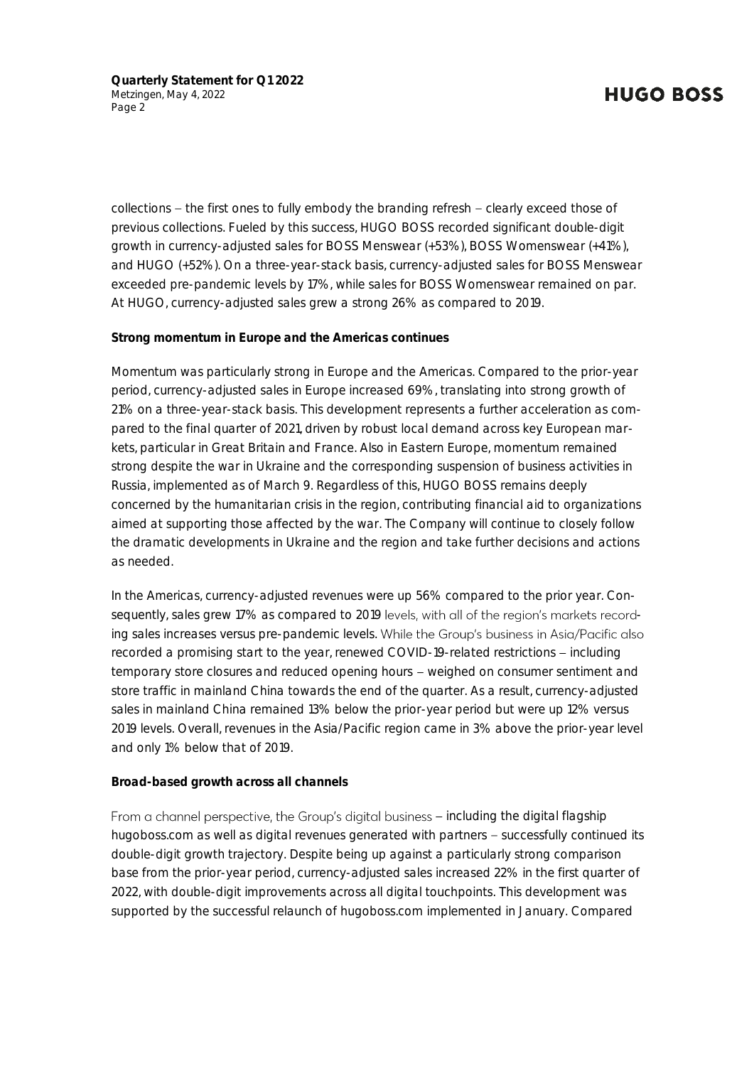collections – the first ones to fully embody the branding refresh – clearly exceed those of previous collections. Fueled by this success, HUGO BOSS recorded significant double-digit growth in currency-adjusted sales for BOSS Menswear (+53%), BOSS Womenswear (+41%), and HUGO (+52%). On a three-year-stack basis, currency-adjusted sales for BOSS Menswear exceeded pre-pandemic levels by 17%, while sales for BOSS Womenswear remained on par. At HUGO, currency-adjusted sales grew a strong 26% as compared to 2019.

**Strong momentum in Europe and the Americas continues**

Momentum was particularly strong in Europe and the Americas. Compared to the prior-year period, currency-adjusted sales in Europe increased 69%, translating into strong growth of 21% on a three-year-stack basis. This development represents a further acceleration as compared to the final quarter of 2021, driven by robust local demand across key European markets, particular in Great Britain and France. Also in Eastern Europe, momentum remained strong despite the war in Ukraine and the corresponding suspension of business activities in Russia, implemented as of March 9. Regardless of this, HUGO BOSS remains deeply concerned by the humanitarian crisis in the region, contributing financial aid to organizations aimed at supporting those affected by the war. The Company will continue to closely follow the dramatic developments in Ukraine and the region and take further decisions and actions as needed.

In the Americas, currency-adjusted revenues were up 56% compared to the prior year. Consequently, sales grew 17% as compared to 2019 levels, with all of the region's markets recording sales increases versus pre-pandemic levels. While the Group's business in Asia/Pacific also recorded a promising start to the year, renewed COVID-19-related restrictions – including temporary store closures and reduced opening hours – weighed on consumer sentiment and store traffic in mainland China towards the end of the quarter. As a result, currency-adjusted sales in mainland China remained 13% below the prior-year period but were up 12% versus 2019 levels. Overall, revenues in the Asia/Pacific region came in 3% above the prior-year level and only 1% below that of 2019.

**Broad-based growth across all channels**

From a channel perspective, the Group's digital business – including the digital flagship hugoboss.com as well as digital revenues generated with partners – successfully continued its double-digit growth trajectory. Despite being up against a particularly strong comparison base from the prior-year period, currency-adjusted sales increased 22% in the first quarter of 2022, with double-digit improvements across all digital touchpoints. This development was supported by the successful relaunch of hugoboss.com implemented in January. Compared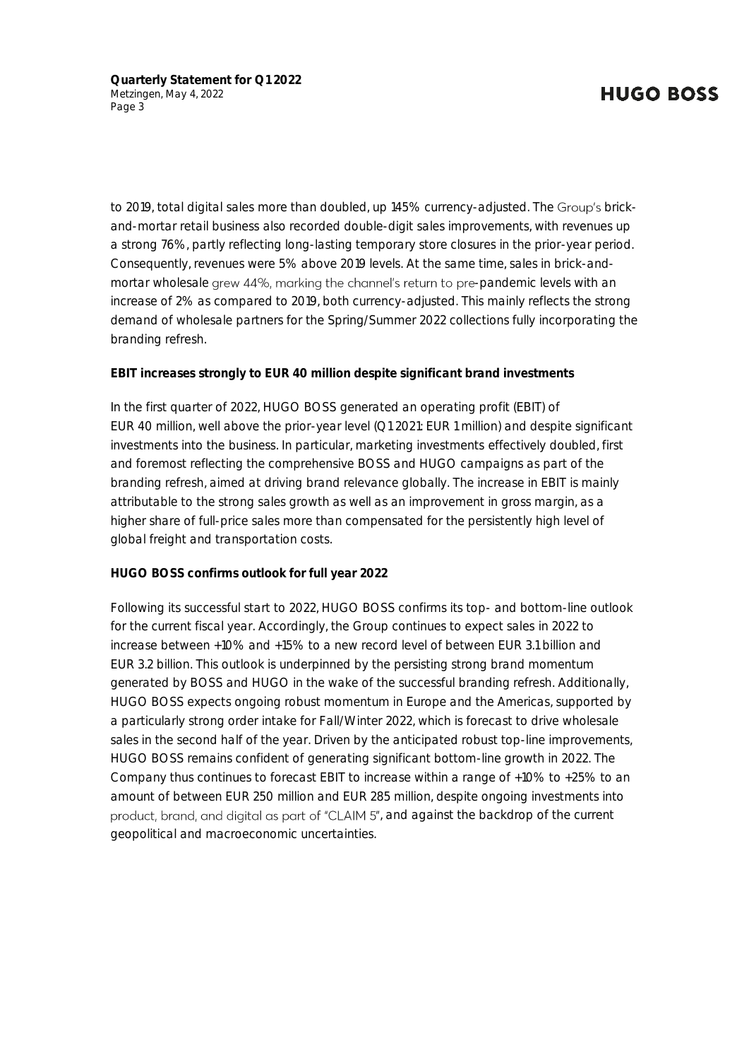to 2019, total digital sales more than doubled, up 145% currency-adjusted. The Group's brick-and-mortar retail business also recorded double-digit sales improvements, with revenues up a strong 76%, partly reflecting long-lasting temporary store closures in the prior-year period. Consequently, revenues were 5% above 2019 levels. At the same time, sales in brick-and-mortar wholesale grew 44%, marking the channel's return to pre-pandemic levels with an increase of 2% as compared to 2019, both currency-adjusted. This mainly reflects the strong demand of wholesale partners for the Spring/Summer 2022 collections fully incorporating the branding refresh.

**EBIT increases strongly to EUR 40 million despite significant brand investments**

In the first quarter of 2022, HUGO BOSS generated an operating profit (EBIT) of EUR 40 million, well above the prior-year level (Q1 2021: EUR 1 million) and despite significant investments into the business. In particular, marketing investments effectively doubled, first and foremost reflecting the comprehensive BOSS and HUGO campaigns as part of the branding refresh, aimed at driving brand relevance globally. The increase in EBIT is mainly attributable to the strong sales growth as well as an improvement in gross margin, as a higher share of full-price sales more than compensated for the persistently high level of global freight and transportation costs.

**HUGO BOSS confirms outlook for full year 2022**

Following its successful start to 2022, HUGO BOSS confirms its top- and bottom-line outlook for the current fiscal year. Accordingly, the Group continues to expect sales in 2022 to increase between +10% and +15% to a new record level of between EUR 3.1 billion and EUR 3.2 billion. This outlook is underpinned by the persisting strong brand momentum generated by BOSS and HUGO in the wake of the successful branding refresh. Additionally, HUGO BOSS expects ongoing robust momentum in Europe and the Americas, supported by a particularly strong order intake for Fall/Winter 2022, which is forecast to drive wholesale sales in the second half of the year. Driven by the anticipated robust top-line improvements, HUGO BOSS remains confident of generating significant bottom-line growth in 2022. The Company thus continues to forecast EBIT to increase within a range of +10% to +25% to an amount of between EUR 250 million and EUR 285 million, despite ongoing investments into product, brand, and digital as part of "CLAIM 5", and against the backdrop of the current geopolitical and macroeconomic uncertainties.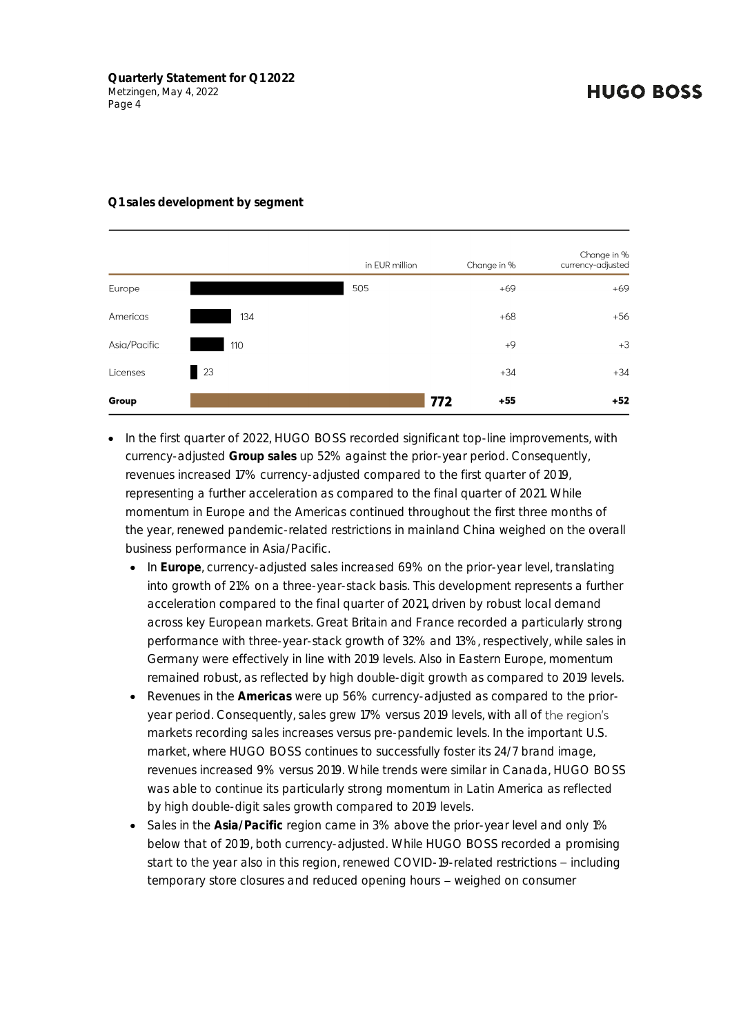**Q1 sales development by segment**

| | in EUR million | Change in % | Change in % currency-adjusted |
|---|---|---|---|
| Europe | 505 | +69 | +69 |
| Americas | 134 | +68 | +56 |
| Asia/Pacific | 110 | +9 | +3 |
| Licenses | 23 | +34 | +34 |
| **Group** | **772** | **+55** | **+52** |

- In the first quarter of 2022, HUGO BOSS recorded significant top-line improvements, with currency-adjusted **Group sales** up 52% against the prior-year period. Consequently, revenues increased 17% currency-adjusted compared to the first quarter of 2019, representing a further acceleration as compared to the final quarter of 2021. While momentum in Europe and the Americas continued throughout the first three months of the year, renewed pandemic-related restrictions in mainland China weighed on the overall business performance in Asia/Pacific.
  - In **Europe**, currency-adjusted sales increased 69% on the prior-year level, translating into growth of 21% on a three-year-stack basis. This development represents a further acceleration compared to the final quarter of 2021, driven by robust local demand across key European markets. Great Britain and France recorded a particularly strong performance with three-year-stack growth of 32% and 13%, respectively, while sales in Germany were effectively in line with 2019 levels. Also in Eastern Europe, momentum remained robust, as reflected by high double-digit growth as compared to 2019 levels.
  - Revenues in the **Americas** were up 56% currency-adjusted as compared to the prior-year period. Consequently, sales grew 17% versus 2019 levels, with all of the region's markets recording sales increases versus pre-pandemic levels. In the important U.S. market, where HUGO BOSS continues to successfully foster its 24/7 brand image, revenues increased 9% versus 2019. While trends were similar in Canada, HUGO BOSS was able to continue its particularly strong momentum in Latin America as reflected by high double-digit sales growth compared to 2019 levels.
  - Sales in the **Asia/Pacific** region came in 3% above the prior-year level and only 1% below that of 2019, both currency-adjusted. While HUGO BOSS recorded a promising start to the year also in this region, renewed COVID-19-related restrictions – including temporary store closures and reduced opening hours – weighed on consumer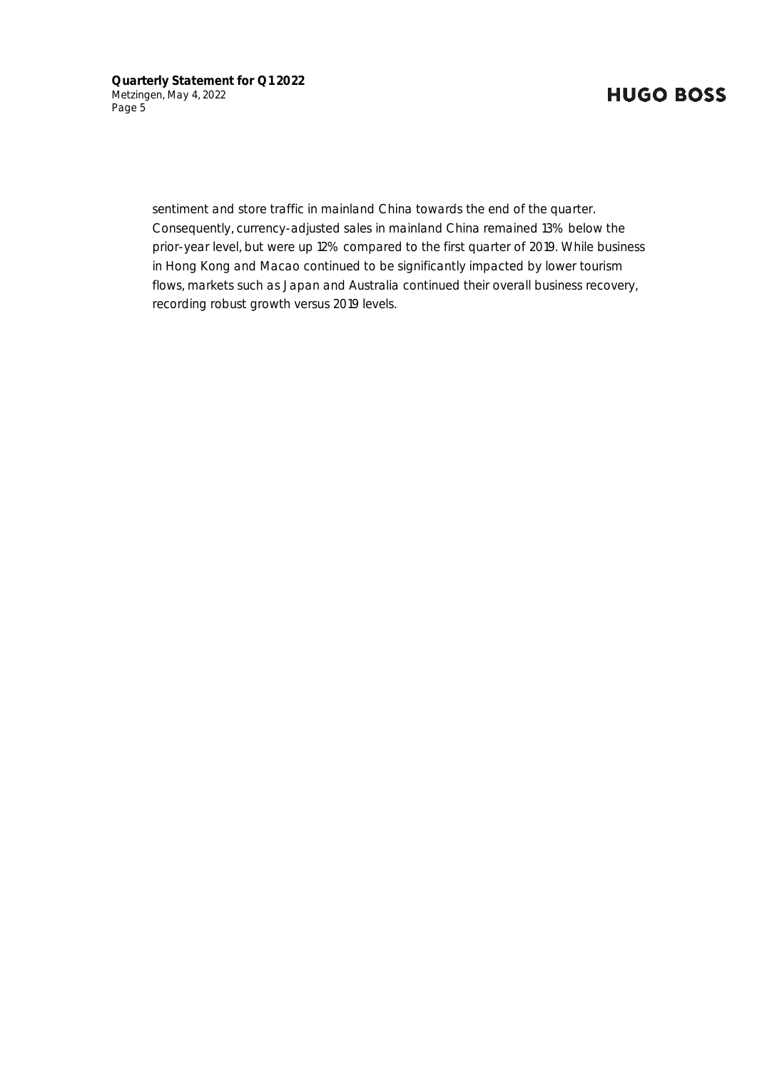sentiment and store traffic in mainland China towards the end of the quarter. Consequently, currency-adjusted sales in mainland China remained 13% below the prior-year level, but were up 12% compared to the first quarter of 2019. While business in Hong Kong and Macao continued to be significantly impacted by lower tourism flows, markets such as Japan and Australia continued their overall business recovery, recording robust growth versus 2019 levels.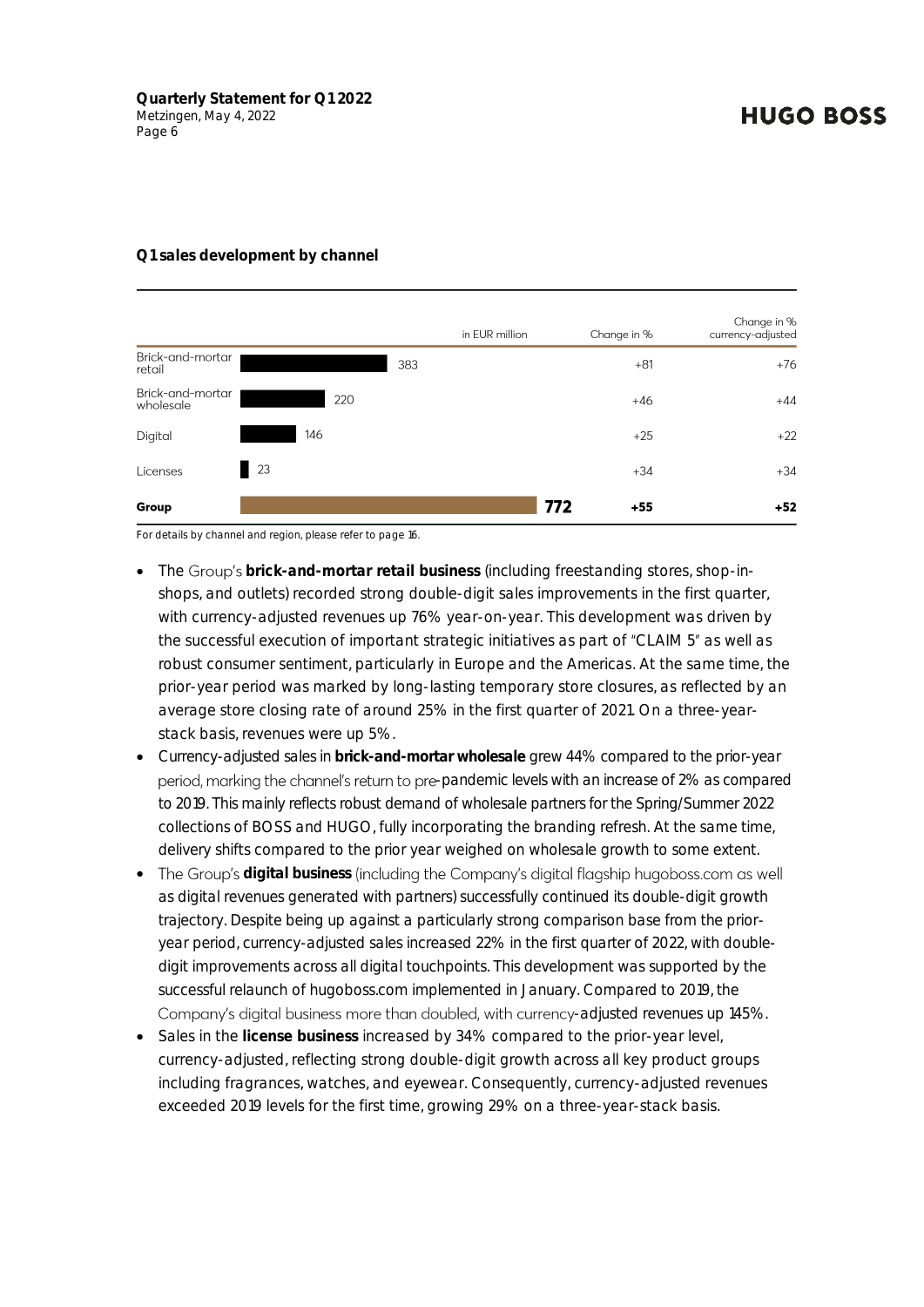**Q1 sales development by channel**

| | in EUR million | Change in % | Change in % currency-adjusted |
|---|---|---|---|
| Brick-and-mortar retail | 383 | +81 | +76 |
| Brick-and-mortar wholesale | 220 | +46 | +44 |
| Digital | 146 | +25 | +22 |
| Licenses | 23 | +34 | +34 |
| **Group** | **772** | **+55** | **+52** |

For details by channel and region, please refer to page 16.

- The Group's **brick-and-mortar retail business** (including freestanding stores, shop-in-shops, and outlets) recorded strong double-digit sales improvements in the first quarter, with currency-adjusted revenues up 76% year-on-year. This development was driven by the successful execution of important strategic initiatives as part of "CLAIM 5" as well as robust consumer sentiment, particularly in Europe and the Americas. At the same time, the prior-year period was marked by long-lasting temporary store closures, as reflected by an average store closing rate of around 25% in the first quarter of 2021. On a three-year-stack basis, revenues were up 5%.
- Currency-adjusted sales in **brick-and-mortar wholesale** grew 44% compared to the prior-year period, marking the channel's return to pre-pandemic levels with an increase of 2% as compared to 2019. This mainly reflects robust demand of wholesale partners for the Spring/Summer 2022 collections of BOSS and HUGO, fully incorporating the branding refresh. At the same time, delivery shifts compared to the prior year weighed on wholesale growth to some extent.
- The Group's **digital business** (including the Company's digital flagship hugoboss.com as well as digital revenues generated with partners) successfully continued its double-digit growth trajectory. Despite being up against a particularly strong comparison base from the prior-year period, currency-adjusted sales increased 22% in the first quarter of 2022, with double-digit improvements across all digital touchpoints. This development was supported by the successful relaunch of hugoboss.com implemented in January. Compared to 2019, the Company's digital business more than doubled, with currency-adjusted revenues up 145%.
- Sales in the **license business** increased by 34% compared to the prior-year level, currency-adjusted, reflecting strong double-digit growth across all key product groups including fragrances, watches, and eyewear. Consequently, currency-adjusted revenues exceeded 2019 levels for the first time, growing 29% on a three-year-stack basis.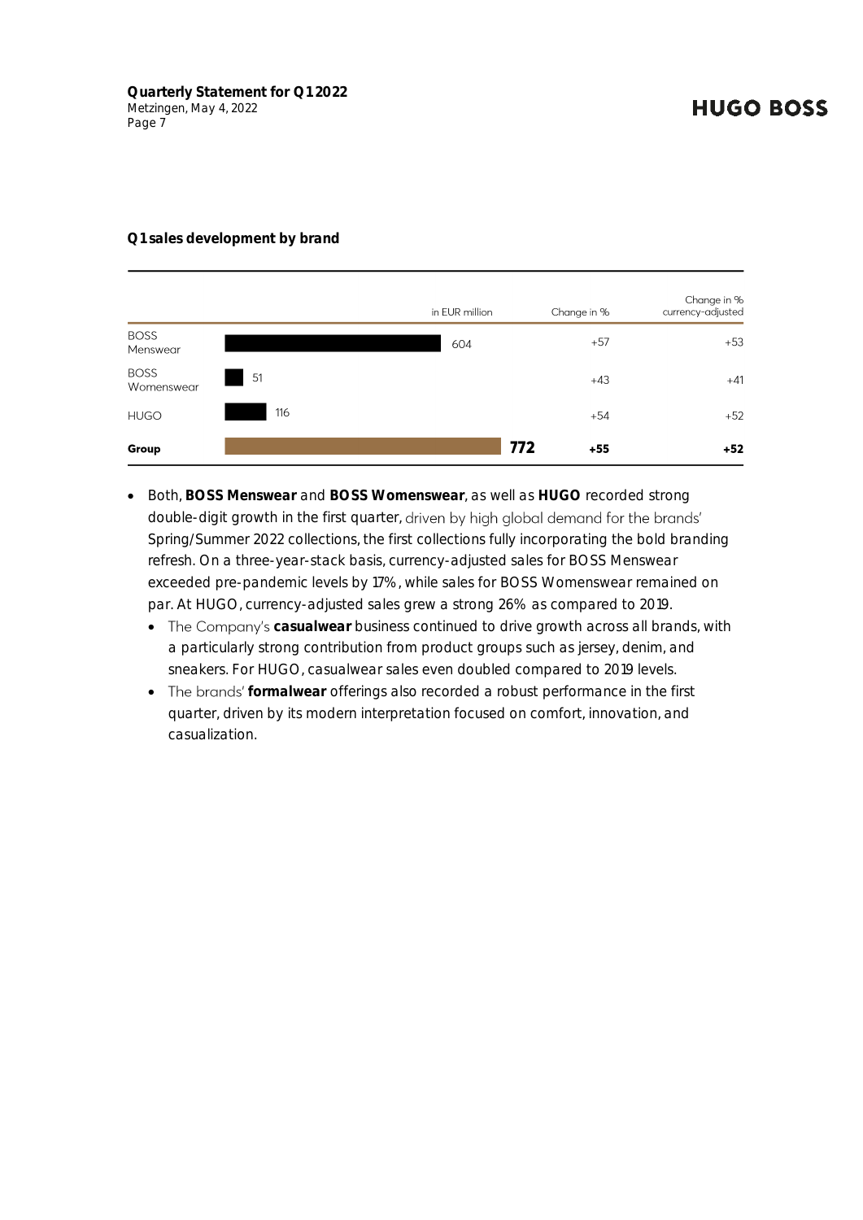**Q1 sales development by brand**

| | in EUR million | Change in % | Change in % currency-adjusted |
|---|---|---|---|
| BOSS Menswear | 604 | +57 | +53 |
| BOSS Womenswear | 51 | +43 | +41 |
| HUGO | 116 | +54 | +52 |
| **Group** | **772** | **+55** | **+52** |

- Both, **BOSS Menswear** and **BOSS Womenswear**, as well as **HUGO** recorded strong double-digit growth in the first quarter, driven by high global demand for the brands' Spring/Summer 2022 collections, the first collections fully incorporating the bold branding refresh. On a three-year-stack basis, currency-adjusted sales for BOSS Menswear exceeded pre-pandemic levels by 17%, while sales for BOSS Womenswear remained on par. At HUGO, currency-adjusted sales grew a strong 26% as compared to 2019.
  - The Company's **casualwear** business continued to drive growth across all brands, with a particularly strong contribution from product groups such as jersey, denim, and sneakers. For HUGO, casualwear sales even doubled compared to 2019 levels.
  - The brands' **formalwear** offerings also recorded a robust performance in the first quarter, driven by its modern interpretation focused on comfort, innovation, and casualization.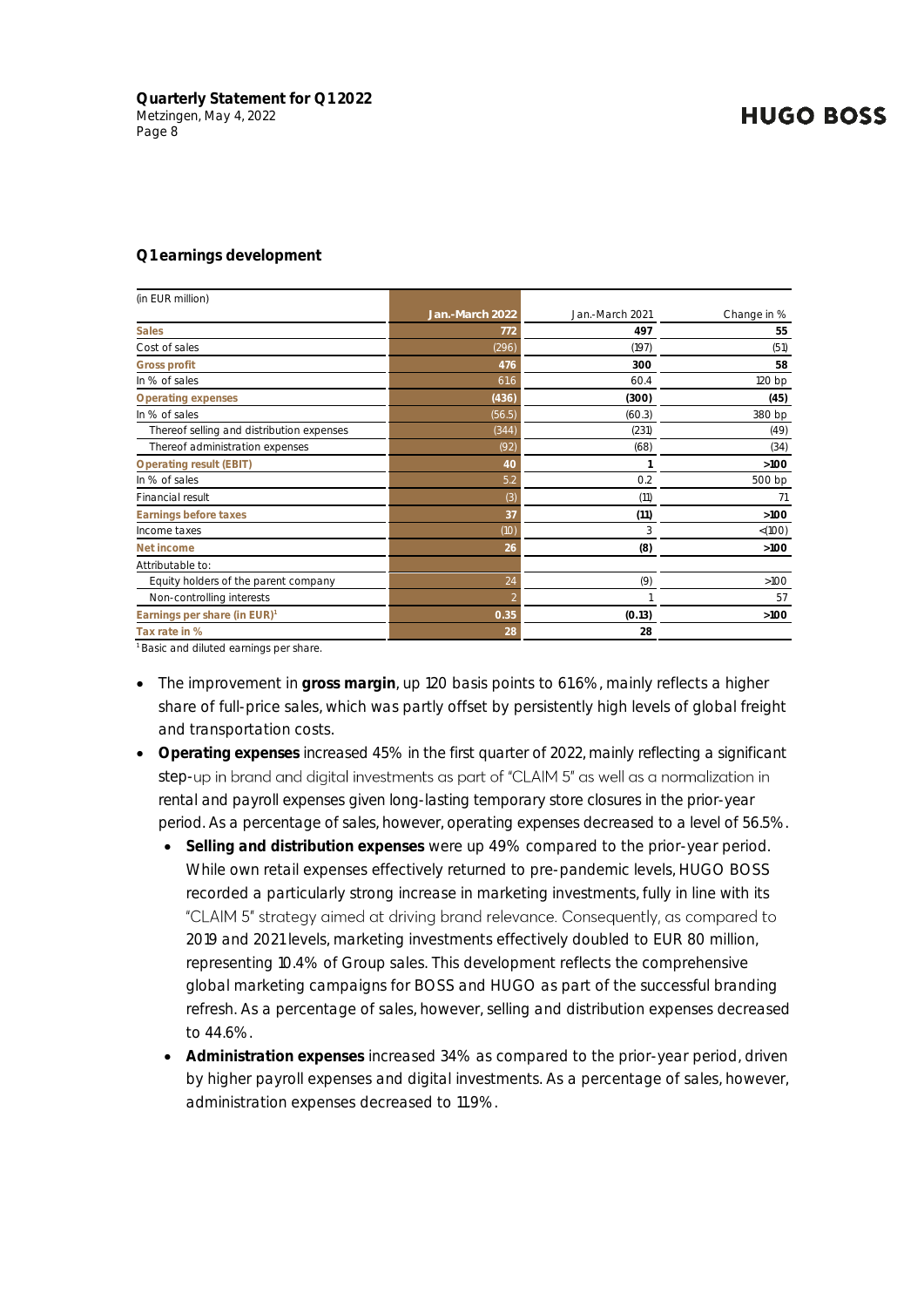## Q1 earnings development

| (in EUR million) | Jan.-March 2022 | Jan.-March 2021 | Change in % |
|---|---|---|---|
| **Sales** | **772** | **497** | **55** |
| Cost of sales | (296) | (197) | (51) |
| **Gross profit** | **476** | **300** | **58** |
| In % of sales | 61.6 | 60.4 | 120 bp |
| **Operating expenses** | **(436)** | **(300)** | **(45)** |
| In % of sales | (56.5) | (60.3) | 380 bp |
| Thereof selling and distribution expenses | (344) | (231) | (49) |
| Thereof administration expenses | (92) | (68) | (34) |
| **Operating result (EBIT)** | **40** | **1** | **>100** |
| In % of sales | 5.2 | 0.2 | 500 bp |
| Financial result | (3) | (11) | 71 |
| **Earnings before taxes** | **37** | **(11)** | **>100** |
| Income taxes | (10) | 3 | <(100) |
| **Net income** | **26** | **(8)** | **>100** |
| Attributable to: | | | |
| Equity holders of the parent company | 24 | (9) | >100 |
| Non-controlling interests | 2 | 1 | 57 |
| **Earnings per share (in EUR)**[1] | **0.35** | **(0.13)** | **>100** |
| **Tax rate in %** | **28** | **28** | |

[1] Basic and diluted earnings per share.

- The improvement in **gross margin**, up 120 basis points to 61.6%, mainly reflects a higher share of full-price sales, which was partly offset by persistently high levels of global freight and transportation costs.
- **Operating expenses** increased 45% in the first quarter of 2022, mainly reflecting a significant step-up in brand and digital investments as part of "CLAIM 5" as well as a normalization in rental and payroll expenses given long-lasting temporary store closures in the prior-year period. As a percentage of sales, however, operating expenses decreased to a level of 56.5%.
  - **Selling and distribution expenses** were up 49% compared to the prior-year period. While own retail expenses effectively returned to pre-pandemic levels, HUGO BOSS recorded a particularly strong increase in marketing investments, fully in line with its "CLAIM 5" strategy aimed at driving brand relevance. Consequently, as compared to 2019 and 2021 levels, marketing investments effectively doubled to EUR 80 million, representing 10.4% of Group sales. This development reflects the comprehensive global marketing campaigns for BOSS and HUGO as part of the successful branding refresh. As a percentage of sales, however, selling and distribution expenses decreased to 44.6%.
  - **Administration expenses** increased 34% as compared to the prior-year period, driven by higher payroll expenses and digital investments. As a percentage of sales, however, administration expenses decreased to 11.9%.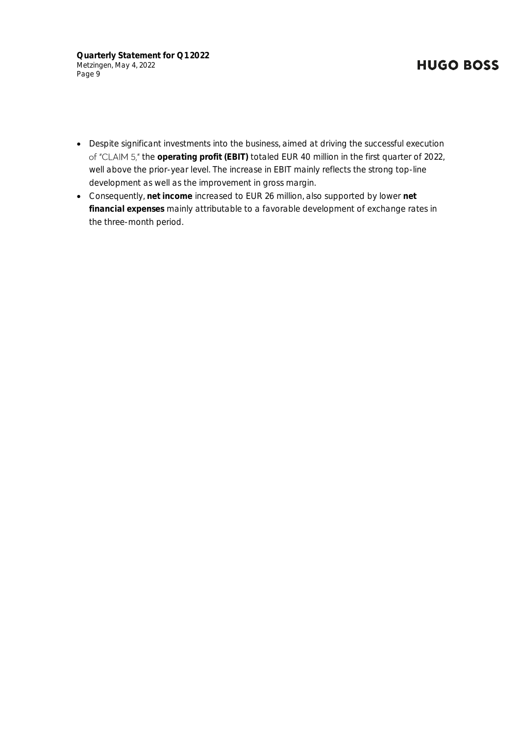- Despite significant investments into the business, aimed at driving the successful execution of "CLAIM 5," the **operating profit (EBIT)** totaled EUR 40 million in the first quarter of 2022, well above the prior-year level. The increase in EBIT mainly reflects the strong top-line development as well as the improvement in gross margin.
- Consequently, **net income** increased to EUR 26 million, also supported by lower **net financial expenses** mainly attributable to a favorable development of exchange rates in the three-month period.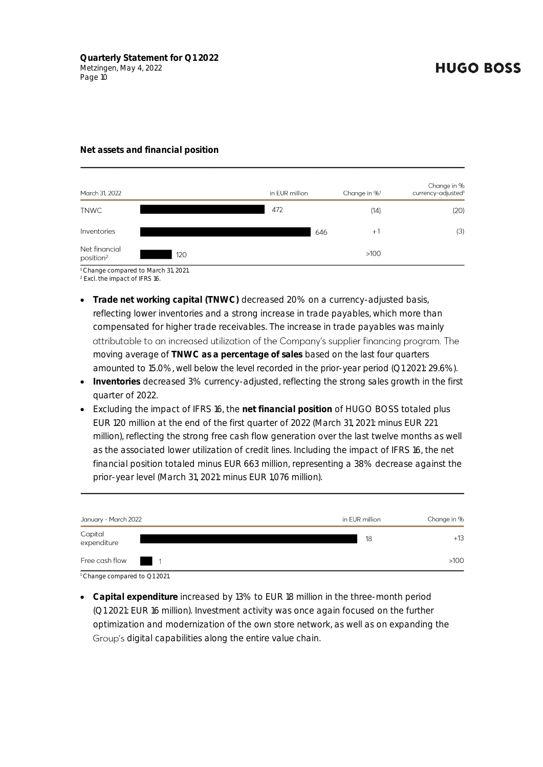## Net assets and financial position

| March 31, 2022 | in EUR million | Change in %[1] | Change in % currency-adjusted[1] |
|---|---|---|---|
| TNWC | 472 | (14) | (20) |
| Inventories | 646 | +1 | (3) |
| Net financial position[2] | 120 | >100 | |

[1] Change compared to March 31, 2021.
[2] Excl. the impact of IFRS 16.

- **Trade net working capital (TNWC)** decreased 20% on a currency-adjusted basis, reflecting lower inventories and a strong increase in trade payables, which more than compensated for higher trade receivables. The increase in trade payables was mainly attributable to an increased utilization of the Company's supplier financing program. The moving average of **TNWC as a percentage of sales** based on the last four quarters amounted to 15.0%, well below the level recorded in the prior-year period (Q1 2021: 29.6%).
- **Inventories** decreased 3% currency-adjusted, reflecting the strong sales growth in the first quarter of 2022.
- Excluding the impact of IFRS 16, the **net financial position** of HUGO BOSS totaled plus EUR 120 million at the end of the first quarter of 2022 (March 31, 2021: minus EUR 221 million), reflecting the strong free cash flow generation over the last twelve months as well as the associated lower utilization of credit lines. Including the impact of IFRS 16, the net financial position totaled minus EUR 663 million, representing a 38% decrease against the prior-year level (March 31, 2021: minus EUR 1,076 million).

| January - March 2022 | in EUR million | Change in % |
|---|---|---|
| Capital expenditure | 18 | +13 |
| Free cash flow | 1 | >100 |

[1] Change compared to Q1 2021.

- **Capital expenditure** increased by 13% to EUR 18 million in the three-month period (Q1 2021: EUR 16 million). Investment activity was once again focused on the further optimization and modernization of the own store network, as well as on expanding the Group's digital capabilities along the entire value chain.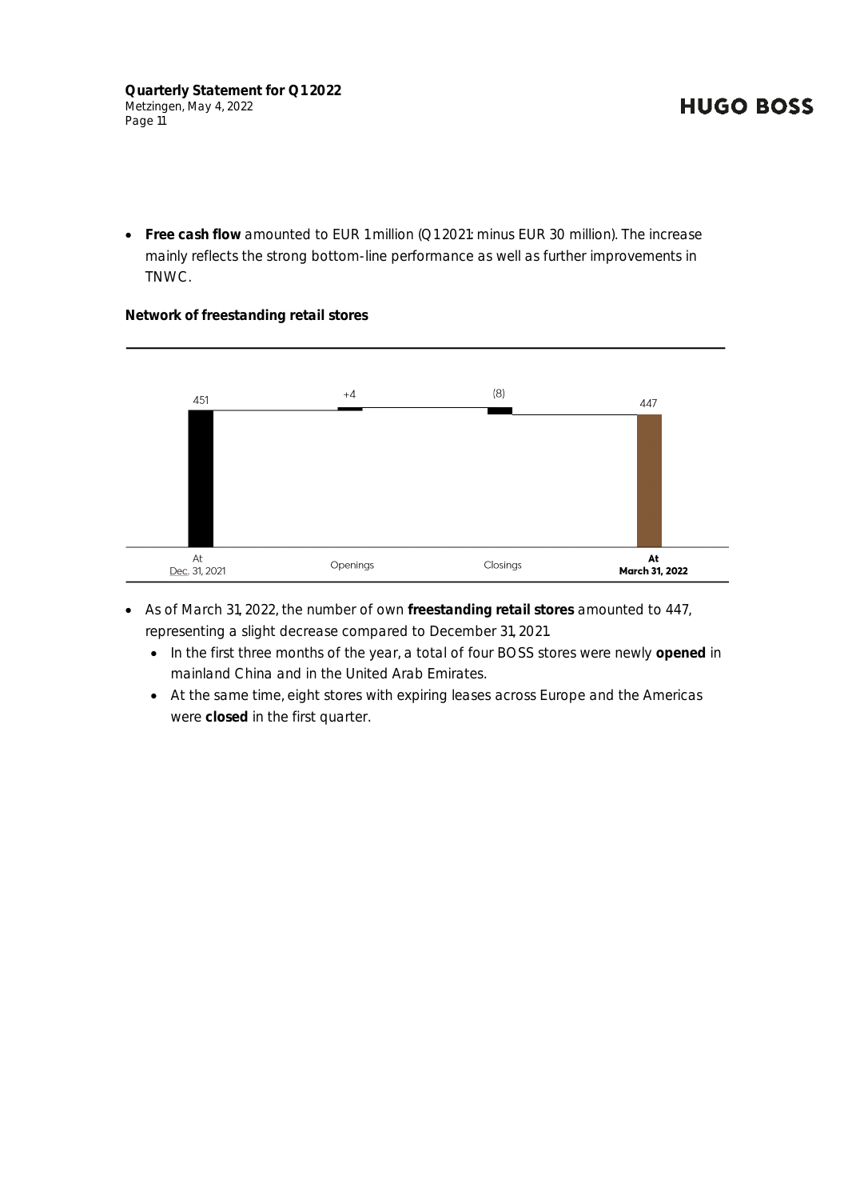- **Free cash flow** amounted to EUR 1 million (Q1 2021: minus EUR 30 million). The increase mainly reflects the strong bottom-line performance as well as further improvements in TNWC.

**Network of freestanding retail stores**

| At Dec. 31, 2021 | Openings | Closings | **At March 31, 2022** |
|---|---|---|---|
| 451 | +4 | (8) | 447 |

- As of March 31, 2022, the number of own **freestanding retail stores** amounted to 447, representing a slight decrease compared to December 31, 2021.
  - In the first three months of the year, a total of four BOSS stores were newly **opened** in mainland China and in the United Arab Emirates.
  - At the same time, eight stores with expiring leases across Europe and the Americas were **closed** in the first quarter.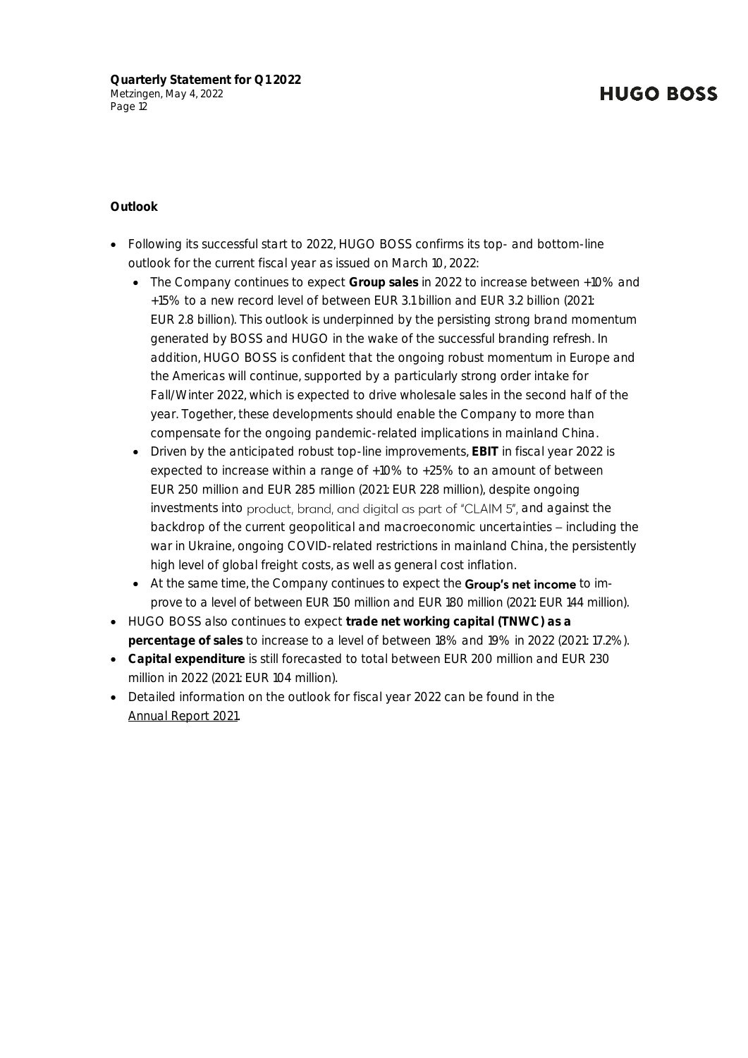**Outlook**

- Following its successful start to 2022, HUGO BOSS confirms its top- and bottom-line outlook for the current fiscal year as issued on March 10, 2022:
  - The Company continues to expect **Group sales** in 2022 to increase between +10% and +15% to a new record level of between EUR 3.1 billion and EUR 3.2 billion (2021: EUR 2.8 billion). This outlook is underpinned by the persisting strong brand momentum generated by BOSS and HUGO in the wake of the successful branding refresh. In addition, HUGO BOSS is confident that the ongoing robust momentum in Europe and the Americas will continue, supported by a particularly strong order intake for Fall/Winter 2022, which is expected to drive wholesale sales in the second half of the year. Together, these developments should enable the Company to more than compensate for the ongoing pandemic-related implications in mainland China.
  - Driven by the anticipated robust top-line improvements, **EBIT** in fiscal year 2022 is expected to increase within a range of +10% to +25% to an amount of between EUR 250 million and EUR 285 million (2021: EUR 228 million), despite ongoing investments into product, brand, and digital as part of "CLAIM 5", and against the backdrop of the current geopolitical and macroeconomic uncertainties – including the war in Ukraine, ongoing COVID-related restrictions in mainland China, the persistently high level of global freight costs, as well as general cost inflation.
  - At the same time, the Company continues to expect the **Group's net income** to improve to a level of between EUR 150 million and EUR 180 million (2021: EUR 144 million).
- HUGO BOSS also continues to expect **trade net working capital (TNWC) as a percentage of sales** to increase to a level of between 18% and 19% in 2022 (2021: 17.2%).
- **Capital expenditure** is still forecasted to total between EUR 200 million and EUR 230 million in 2022 (2021: EUR 104 million).
- Detailed information on the outlook for fiscal year 2022 can be found in the Annual Report 2021.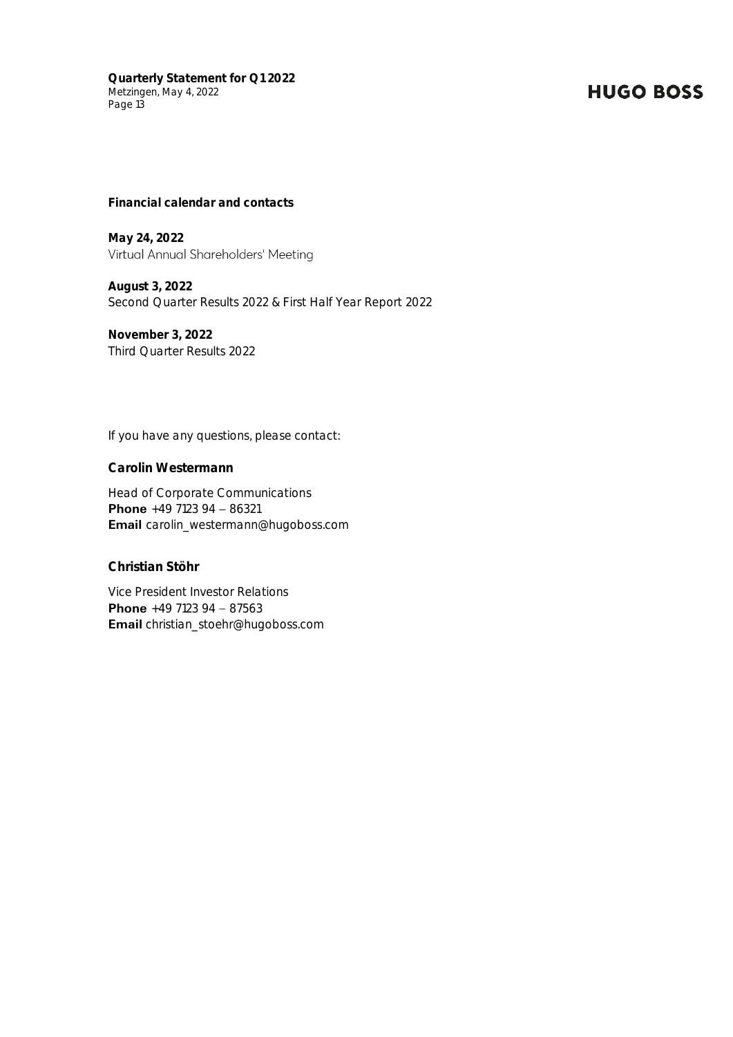## Financial calendar and contacts

**May 24, 2022**
Virtual Annual Shareholders' Meeting

**August 3, 2022**
Second Quarter Results 2022 & First Half Year Report 2022

**November 3, 2022**
Third Quarter Results 2022

If you have any questions, please contact:

### Carolin Westermann

Head of Corporate Communications
**Phone** +49 7123 94 – 86321
**Email** carolin_westermann@hugoboss.com

### Christian Stöhr

Vice President Investor Relations
**Phone** +49 7123 94 – 87563
**Email** christian_stoehr@hugoboss.com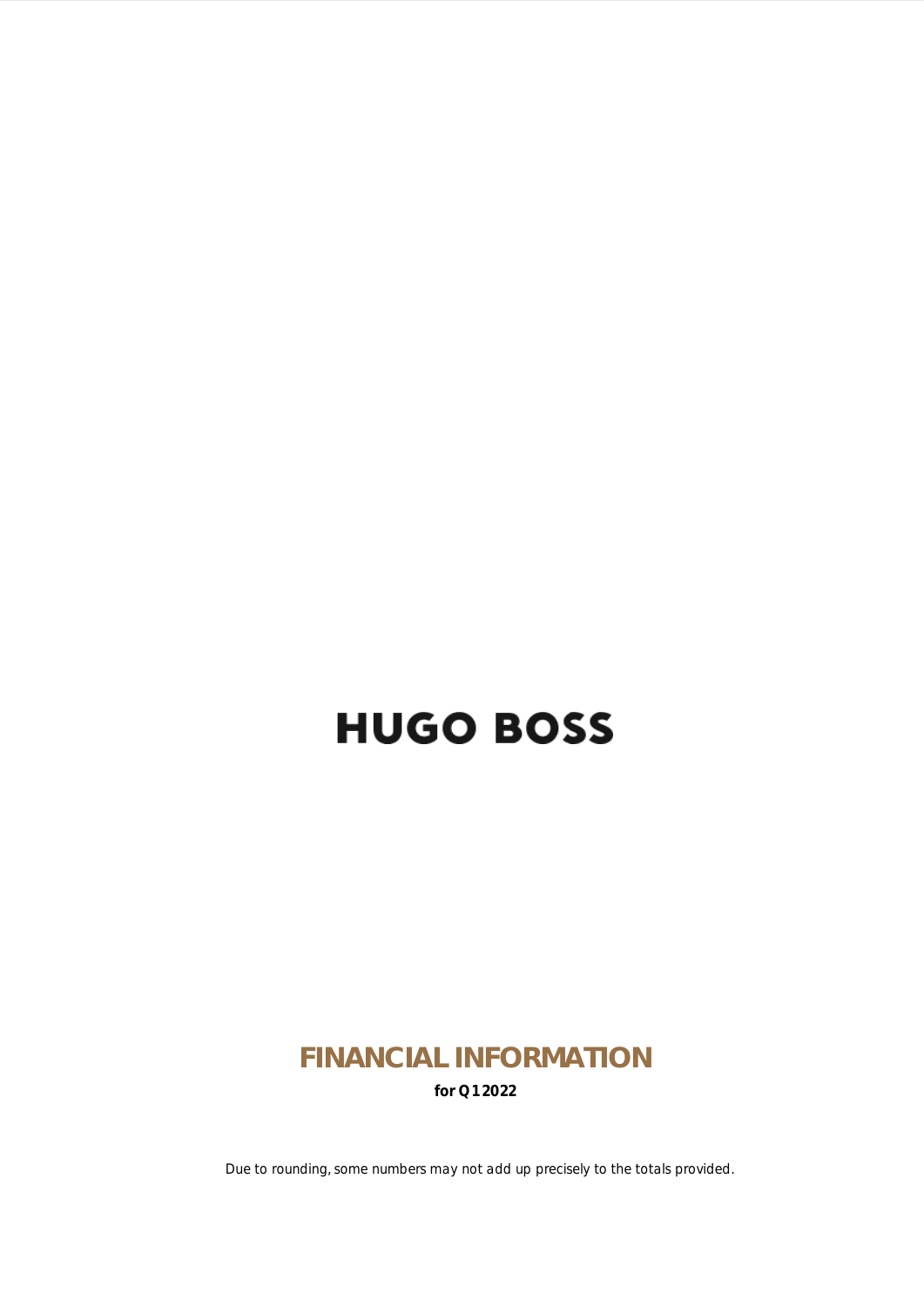# HUGO BOSS

## FINANCIAL INFORMATION

**for Q1 2022**

*Due to rounding, some numbers may not add up precisely to the totals provided.*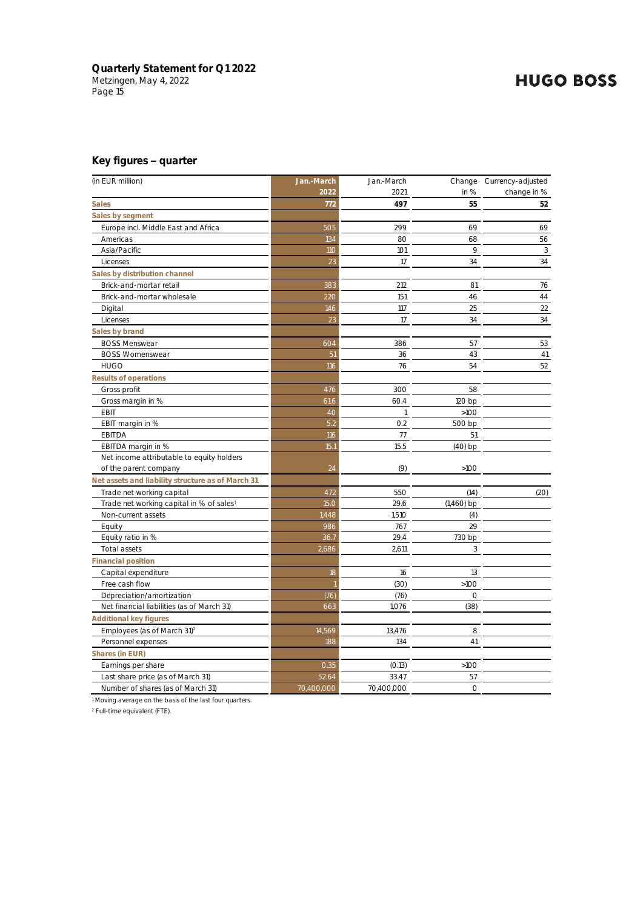## Key figures – quarter

| (in EUR million) | Jan.-March 2022 | Jan.-March 2021 | Change in % | Currency-adjusted change in % |
|---|---|---|---|---|
| **Sales** | **772** | **497** | **55** | **52** |
| **Sales by segment** | | | | |
| Europe incl. Middle East and Africa | 505 | 299 | 69 | 69 |
| Americas | 134 | 80 | 68 | 56 |
| Asia/Pacific | 110 | 101 | 9 | 3 |
| Licenses | 23 | 17 | 34 | 34 |
| **Sales by distribution channel** | | | | |
| Brick-and-mortar retail | 383 | 212 | 81 | 76 |
| Brick-and-mortar wholesale | 220 | 151 | 46 | 44 |
| Digital | 146 | 117 | 25 | 22 |
| Licenses | 23 | 17 | 34 | 34 |
| **Sales by brand** | | | | |
| BOSS Menswear | 604 | 386 | 57 | 53 |
| BOSS Womenswear | 51 | 36 | 43 | 41 |
| HUGO | 116 | 76 | 54 | 52 |
| **Results of operations** | | | | |
| Gross profit | 476 | 300 | 58 | |
| Gross margin in % | 61.6 | 60.4 | 120 bp | |
| EBIT | 40 | 1 | >100 | |
| EBIT margin in % | 5.2 | 0.2 | 500 bp | |
| EBITDA | 116 | 77 | 51 | |
| EBITDA margin in % | 15.1 | 15.5 | (40) bp | |
| Net income attributable to equity holders of the parent company | 24 | (9) | >100 | |
| **Net assets and liability structure as of March 31** | | | | |
| Trade net working capital | 472 | 550 | (14) | (20) |
| Trade net working capital in % of sales[1] | 15.0 | 29.6 | (1,460) bp | |
| Non-current assets | 1,448 | 1,510 | (4) | |
| Equity | 986 | 767 | 29 | |
| Equity ratio in % | 36.7 | 29.4 | 730 bp | |
| Total assets | 2,686 | 2,611 | 3 | |
| **Financial position** | | | | |
| Capital expenditure | 18 | 16 | 13 | |
| Free cash flow | 1 | (30) | >100 | |
| Depreciation/amortization | (76) | (76) | 0 | |
| Net financial liabilities (as of March 31) | 663 | 1,076 | (38) | |
| **Additional key figures** | | | | |
| Employees (as of March 31)[2] | 14,569 | 13,476 | 8 | |
| Personnel expenses | 188 | 134 | 41 | |
| **Shares (in EUR)** | | | | |
| Earnings per share | 0.35 | (0.13) | >100 | |
| Last share price (as of March 31) | 52.64 | 33.47 | 57 | |
| Number of shares (as of March 31) | 70,400,000 | 70,400,000 | 0 | |

[1] Moving average on the basis of the last four quarters.

[2] Full-time equivalent (FTE).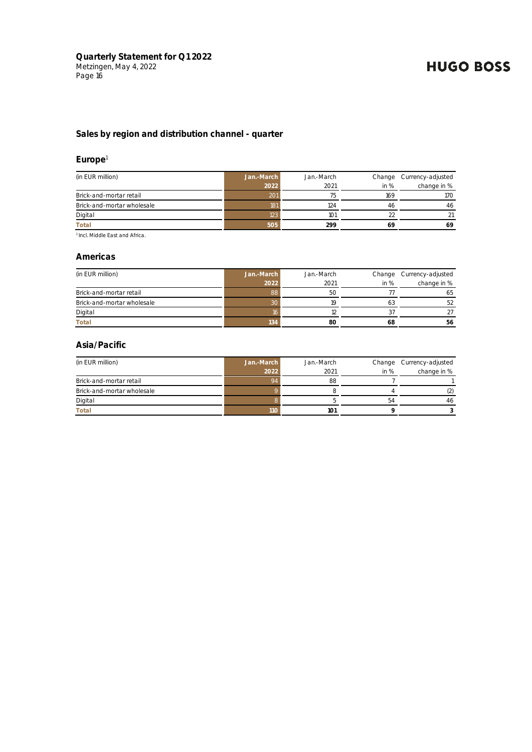## Sales by region and distribution channel - quarter

### Europe[1]

| (in EUR million) | Jan.-March 2022 | Jan.-March 2021 | Change in % | Currency-adjusted change in % |
|---|---|---|---|---|
| Brick-and-mortar retail | 201 | 75 | 169 | 170 |
| Brick-and-mortar wholesale | 181 | 124 | 46 | 46 |
| Digital | 123 | 101 | 22 | 21 |
| **Total** | **505** | **299** | **69** | **69** |

[1] Incl. Middle East and Africa.

### Americas

| (in EUR million) | Jan.-March 2022 | Jan.-March 2021 | Change in % | Currency-adjusted change in % |
|---|---|---|---|---|
| Brick-and-mortar retail | 88 | 50 | 77 | 65 |
| Brick-and-mortar wholesale | 30 | 19 | 63 | 52 |
| Digital | 16 | 12 | 37 | 27 |
| **Total** | **134** | **80** | **68** | **56** |

### Asia/Pacific

| (in EUR million) | Jan.-March 2022 | Jan.-March 2021 | Change in % | Currency-adjusted change in % |
|---|---|---|---|---|
| Brick-and-mortar retail | 94 | 88 | 7 | 1 |
| Brick-and-mortar wholesale | 9 | 8 | 4 | (2) |
| Digital | 8 | 5 | 54 | 46 |
| **Total** | **110** | **101** | **9** | **3** |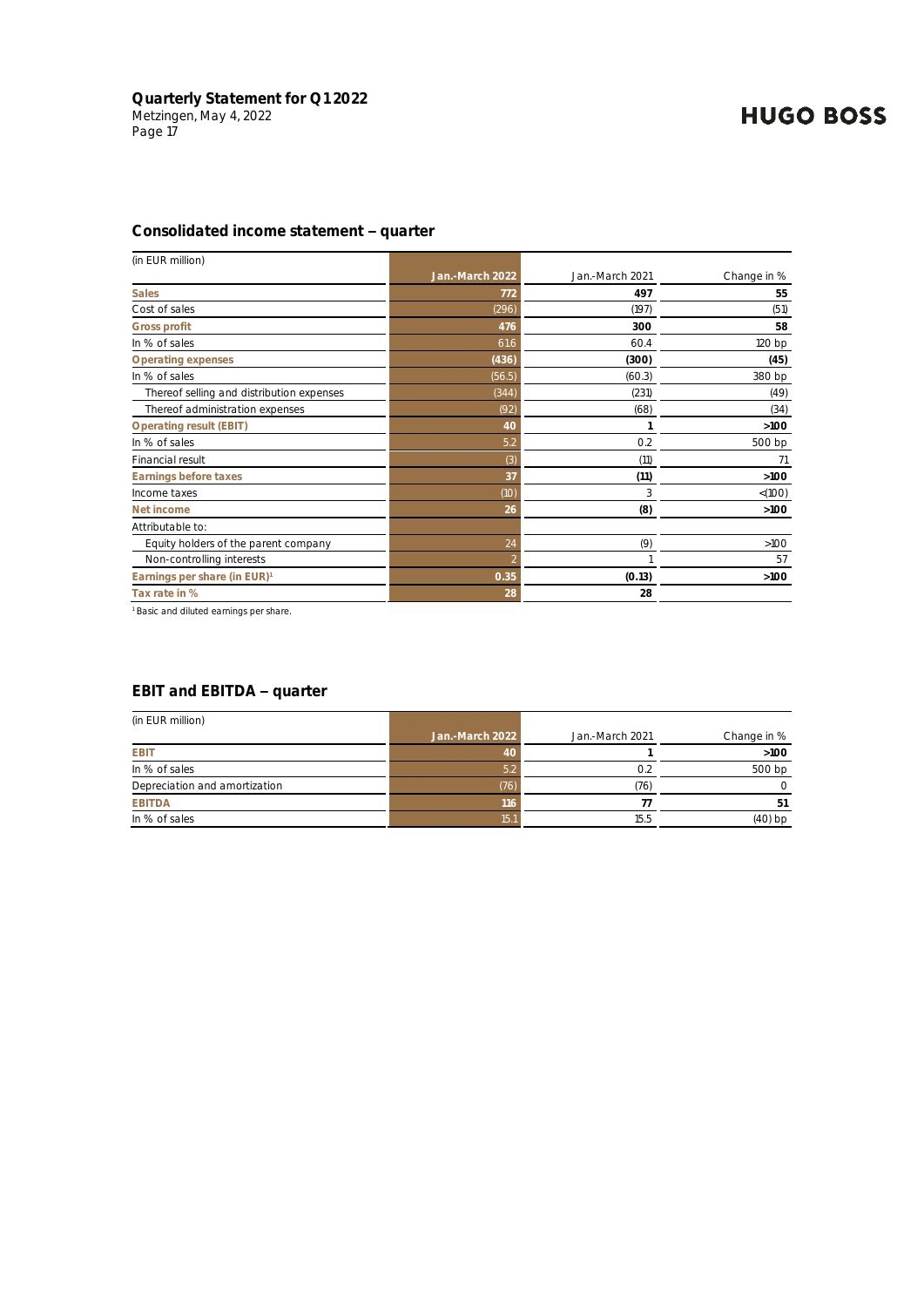## Consolidated income statement – quarter

| (in EUR million) | Jan.-March 2022 | Jan.-March 2021 | Change in % |
|---|---|---|---|
| **Sales** | **772** | **497** | **55** |
| Cost of sales | (296) | (197) | (51) |
| **Gross profit** | **476** | **300** | **58** |
| In % of sales | 61.6 | 60.4 | 120 bp |
| **Operating expenses** | **(436)** | **(300)** | **(45)** |
| In % of sales | (56.5) | (60.3) | 380 bp |
| Thereof selling and distribution expenses | (344) | (231) | (49) |
| Thereof administration expenses | (92) | (68) | (34) |
| **Operating result (EBIT)** | **40** | **1** | **>100** |
| In % of sales | 5.2 | 0.2 | 500 bp |
| Financial result | (3) | (11) | 71 |
| **Earnings before taxes** | **37** | **(11)** | **>100** |
| Income taxes | (10) | 3 | <(100) |
| **Net income** | **26** | **(8)** | **>100** |
| Attributable to: | | | |
| Equity holders of the parent company | 24 | (9) | >100 |
| Non-controlling interests | 2 | 1 | 57 |
| **Earnings per share (in EUR)**[1] | **0.35** | **(0.13)** | **>100** |
| **Tax rate in %** | **28** | **28** | |

[1] Basic and diluted earnings per share.

## EBIT and EBITDA – quarter

| (in EUR million) | Jan.-March 2022 | Jan.-March 2021 | Change in % |
|---|---|---|---|
| **EBIT** | **40** | **1** | **>100** |
| In % of sales | 5.2 | 0.2 | 500 bp |
| Depreciation and amortization | (76) | (76) | 0 |
| **EBITDA** | **116** | **77** | **51** |
| In % of sales | 15.1 | 15.5 | (40) bp |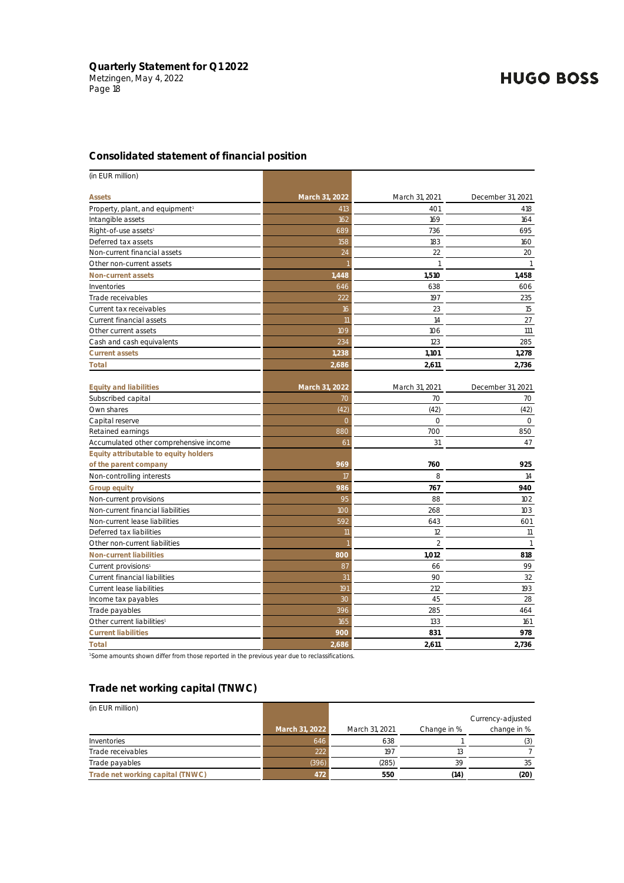## Consolidated statement of financial position

(in EUR million)

| Assets | March 31, 2022 | March 31, 2021 | December 31, 2021 |
|---|---|---|---|
| Property, plant, and equipment[1] | 413 | 401 | 418 |
| Intangible assets | 162 | 169 | 164 |
| Right-of-use assets[1] | 689 | 736 | 695 |
| Deferred tax assets | 158 | 183 | 160 |
| Non-current financial assets | 24 | 22 | 20 |
| Other non-current assets | 1 | 1 | 1 |
| **Non-current assets** | **1,448** | **1,510** | **1,458** |
| Inventories | 646 | 638 | 606 |
| Trade receivables | 222 | 197 | 235 |
| Current tax receivables | 16 | 23 | 15 |
| Current financial assets | 11 | 14 | 27 |
| Other current assets | 109 | 106 | 111 |
| Cash and cash equivalents | 234 | 123 | 285 |
| **Current assets** | **1,238** | **1,101** | **1,278** |
| **Total** | **2,686** | **2,611** | **2,736** |

| Equity and liabilities | March 31, 2022 | March 31, 2021 | December 31, 2021 |
|---|---|---|---|
| Subscribed capital | 70 | 70 | 70 |
| Own shares | (42) | (42) | (42) |
| Capital reserve | 0 | 0 | 0 |
| Retained earnings | 880 | 700 | 850 |
| Accumulated other comprehensive income | 61 | 31 | 47 |
| **Equity attributable to equity holders of the parent company** | **969** | **760** | **925** |
| Non-controlling interests | 17 | 8 | 14 |
| **Group equity** | **986** | **767** | **940** |
| Non-current provisions | 95 | 88 | 102 |
| Non-current financial liabilities | 100 | 268 | 103 |
| Non-current lease liabilities | 592 | 643 | 601 |
| Deferred tax liabilities | 11 | 12 | 11 |
| Other non-current liabilities | 1 | 2 | 1 |
| **Non-current liabilities** | **800** | **1,012** | **818** |
| Current provisions[1] | 87 | 66 | 99 |
| Current financial liabilities | 31 | 90 | 32 |
| Current lease liabilities | 191 | 212 | 193 |
| Income tax payables | 30 | 45 | 28 |
| Trade payables | 396 | 285 | 464 |
| Other current liabilities[1] | 165 | 133 | 161 |
| **Current liabilities** | **900** | **831** | **978** |
| **Total** | **2,686** | **2,611** | **2,736** |

[1]Some amounts shown differ from those reported in the previous year due to reclassifications.

## Trade net working capital (TNWC)

(in EUR million)

| | March 31, 2022 | March 31, 2021 | Change in % | Currency-adjusted change in % |
|---|---|---|---|---|
| Inventories | 646 | 638 | 1 | (3) |
| Trade receivables | 222 | 197 | 13 | 7 |
| Trade payables | (396) | (285) | 39 | 35 |
| **Trade net working capital (TNWC)** | **472** | **550** | **(14)** | **(20)** |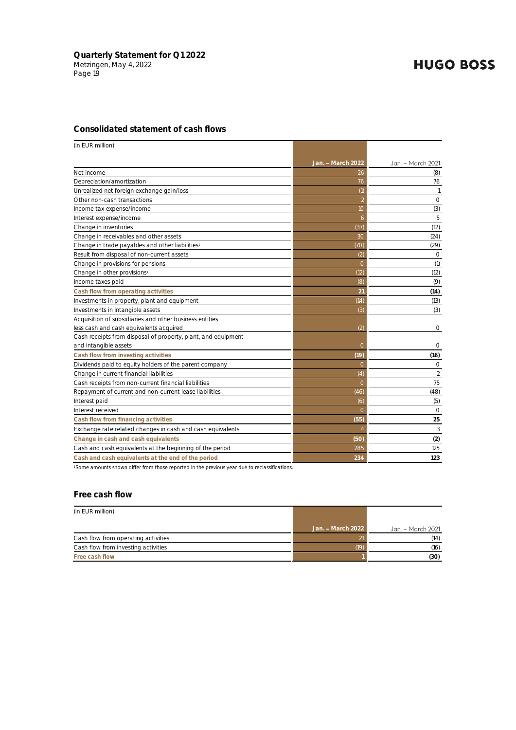## Consolidated statement of cash flows

(in EUR million)

| | Jan. – March 2022 | Jan. – March 2021 |
|---|---|---|
| Net income | 26 | (8) |
| Depreciation/amortization | 76 | 76 |
| Unrealized net foreign exchange gain/loss | (1) | 1 |
| Other non-cash transactions | 2 | 0 |
| Income tax expense/income | 10 | (3) |
| Interest expense/income | 6 | 5 |
| Change in inventories | (37) | (12) |
| Change in receivables and other assets | 30 | (24) |
| Change in trade payables and other liabilities[1] | (70) | (29) |
| Result from disposal of non-current assets | (2) | 0 |
| Change in provisions for pensions | 0 | (1) |
| Change in other provisions[1] | (12) | (12) |
| Income taxes paid | (8) | (9) |
| **Cash flow from operating activities** | **21** | **(14)** |
| Investments in property, plant and equipment | (14) | (13) |
| Investments in intangible assets | (3) | (3) |
| Acquisition of subsidiaries and other business entities less cash and cash equivalents acquired | (2) | 0 |
| Cash receipts from disposal of property, plant, and equipment and intangible assets | 0 | 0 |
| **Cash flow from investing activities** | **(19)** | **(16)** |
| Dividends paid to equity holders of the parent company | 0 | 0 |
| Change in current financial liabilities | (4) | 2 |
| Cash receipts from non-current financial liabilities | 0 | 75 |
| Repayment of current and non-current lease liabilities | (46) | (48) |
| Interest paid | (6) | (5) |
| Interest received | 0 | 0 |
| **Cash flow from financing activities** | **(55)** | **25** |
| Exchange rate related changes in cash and cash equivalents | 4 | 3 |
| **Change in cash and cash equivalents** | **(50)** | **(2)** |
| Cash and cash equivalents at the beginning of the period | 285 | 125 |
| **Cash and cash equivalents at the end of the period** | **234** | **123** |

[1]Some amounts shown differ from those reported in the previous year due to reclassifications.

## Free cash flow

(in EUR million)

| | Jan. – March 2022 | Jan. – March 2021 |
|---|---|---|
| Cash flow from operating activities | 21 | (14) |
| Cash flow from investing activities | (19) | (16) |
| **Free cash flow** | **1** | **(30)** |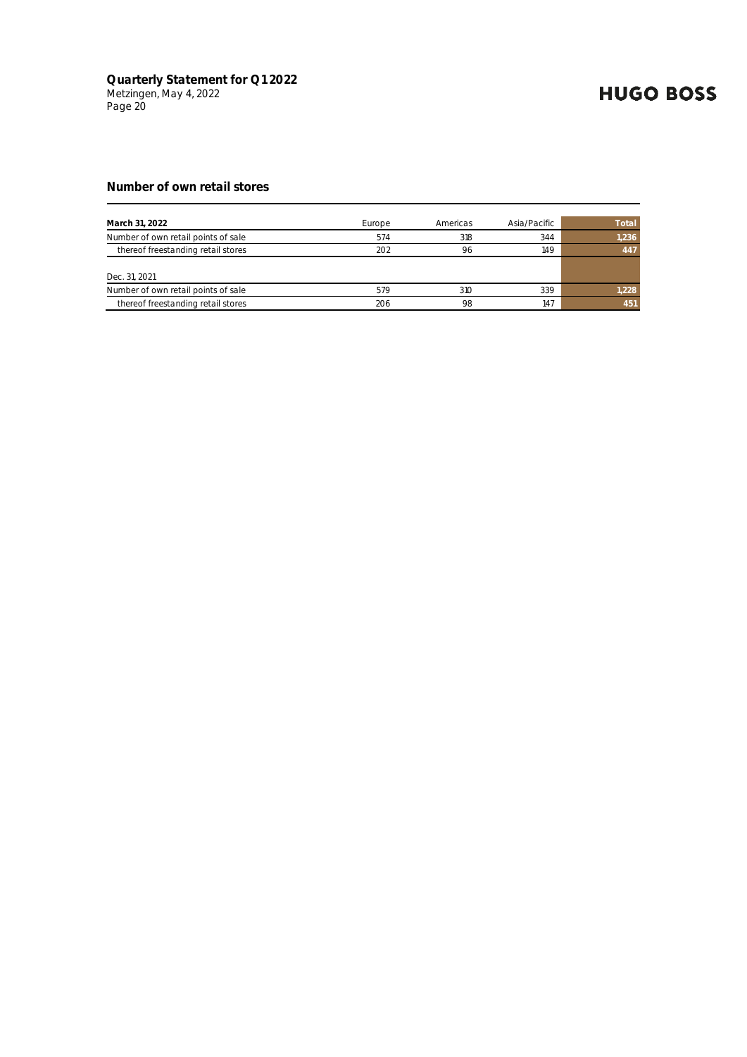## Number of own retail stores

| March 31, 2022 | Europe | Americas | Asia/Pacific | Total |
|---|---|---|---|---|
| Number of own retail points of sale | 574 | 318 | 344 | 1,236 |
| thereof freestanding retail stores | 202 | 96 | 149 | 447 |
| | | | | |
| Dec. 31, 2021 | | | | |
| Number of own retail points of sale | 579 | 310 | 339 | 1,228 |
| thereof freestanding retail stores | 206 | 98 | 147 | 451 |